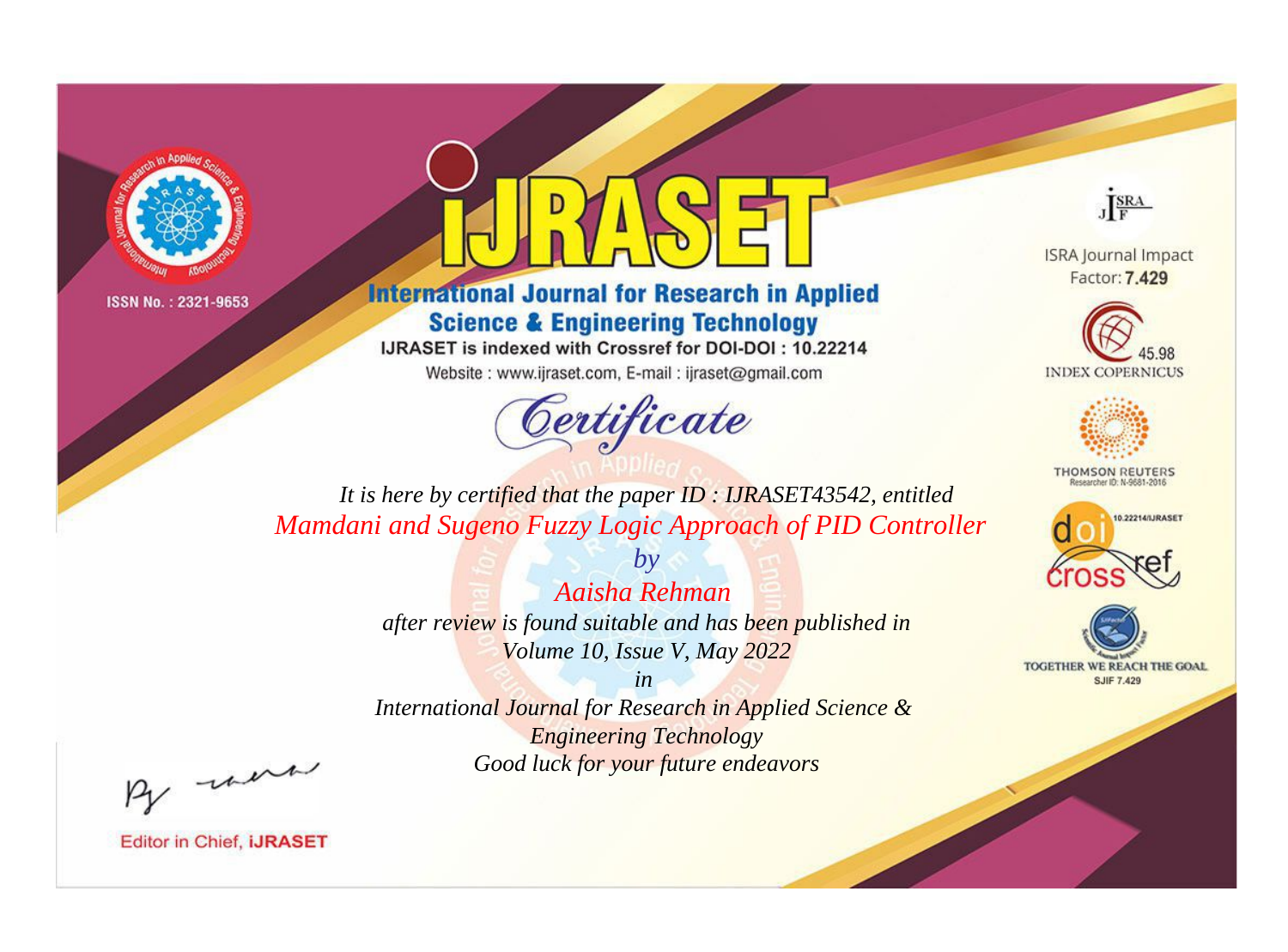ISSN No. : 2321-9653

# IJRASET

## International Journal for Research in Applied Science & Engineering Technology

IJRASET is indexed with Crossref for DOI-DOI : 10.22214

Website : www.ijraset.com, E-mail : ijraset@gmail.com

## Certificate

*It is here by certified that the paper ID : IJRASET43542, entitled*

*Mamdani and Sugeno Fuzzy Logic Approach of PID Controller*

*by*

*Aaisha Rehman*

*after review is found suitable and has been published in*

*Volume 10, Issue V, May 2022*

*in*

*International Journal for Research in Applied Science & Engineering Technology*

*Good luck for your future endeavors*

ISRA Journal Impact Factor: **7.429**

45.98 INDEX COPERNICUS

THOMSON REUTERS Researcher ID: N-9681-2016

10.22214/IJRASET

TOGETHER WE REACH THE GOAL SJIF 7.429

Editor in Chief, **iJRASET**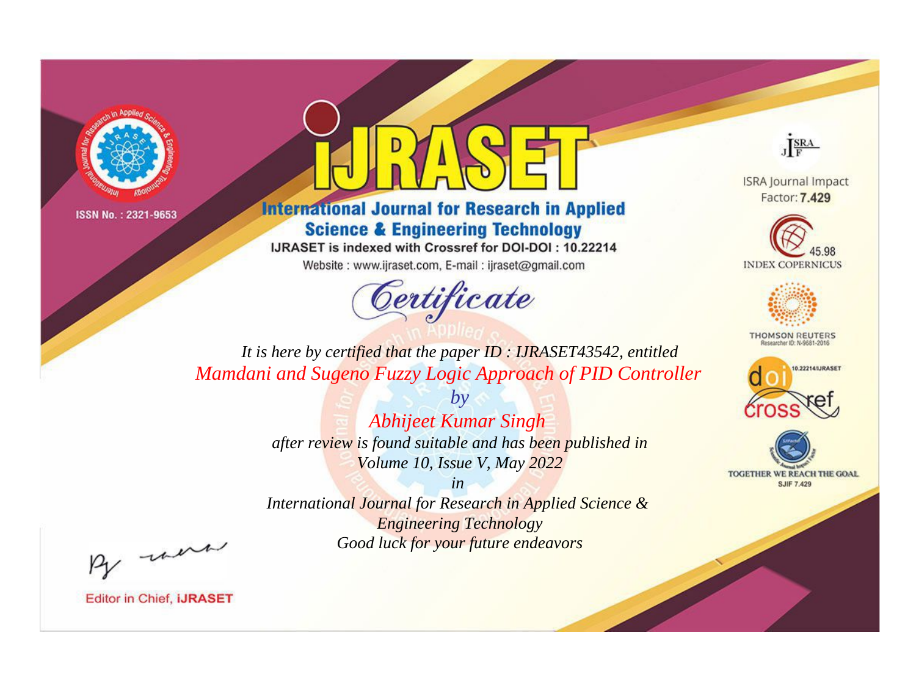ISSN No. : 2321-9653

# iJRASET

## International Journal for Research in Applied Science & Engineering Technology

IJRASET is indexed with Crossref for DOI-DOI : 10.22214

Website : www.ijraset.com, E-mail : ijraset@gmail.com

ISRA Journal Impact Factor: **7.429**

45.98 INDEX COPERNICUS

THOMSON REUTERS Researcher ID: N-9681-2016

10.22214/IJRASET

TOGETHER WE REACH THE GOAL SJIF 7.429

# *Certificate*

*It is here by certified that the paper ID : IJRASET43542, entitled*

*Mamdani and Sugeno Fuzzy Logic Approach of PID Controller*

*by*

*Abhijeet Kumar Singh*

*after review is found suitable and has been published in*

*Volume 10, Issue V, May 2022*

*in*

*International Journal for Research in Applied Science & Engineering Technology*

*Good luck for your future endeavors*

Editor in Chief, **iJRASET**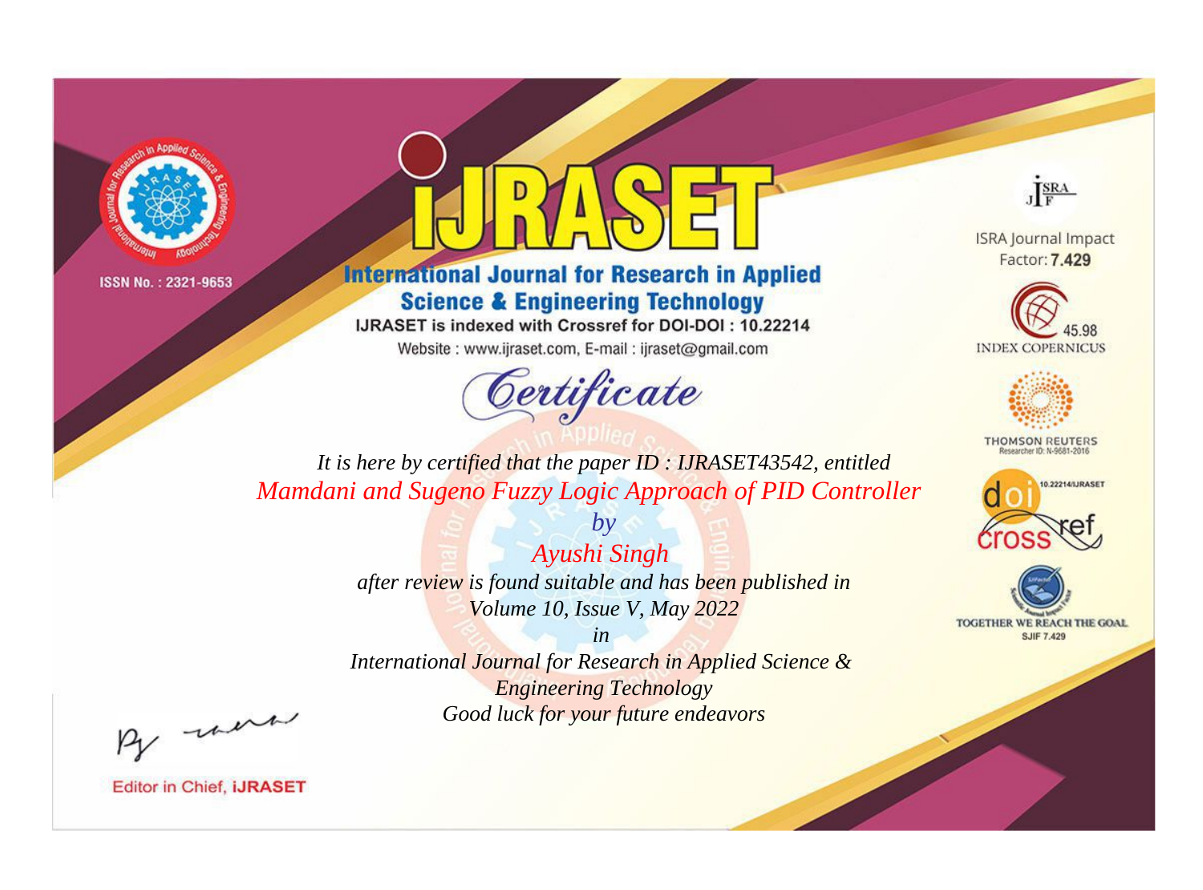ISSN No. : 2321-9653

# iJRASET

## International Journal for Research in Applied Science & Engineering Technology

IJRASET is indexed with Crossref for DOI-DOI : 10.22214

Website : www.ijraset.com, E-mail : ijraset@gmail.com

ISRA Journal Impact Factor: **7.429**

45.98 INDEX COPERNICUS

THOMSON REUTERS Researcher ID: N-9681-2016

10.22214/IJRASET

TOGETHER WE REACH THE GOAL SJIF 7.429

# Certificate

*It is here by certified that the paper ID : IJRASET43542, entitled*

*Mamdani and Sugeno Fuzzy Logic Approach of PID Controller*

*by*

*Ayushi Singh*

*after review is found suitable and has been published in*

*Volume 10, Issue V, May 2022*

*in*

*International Journal for Research in Applied Science & Engineering Technology*

*Good luck for your future endeavors*

Editor in Chief, **iJRASET**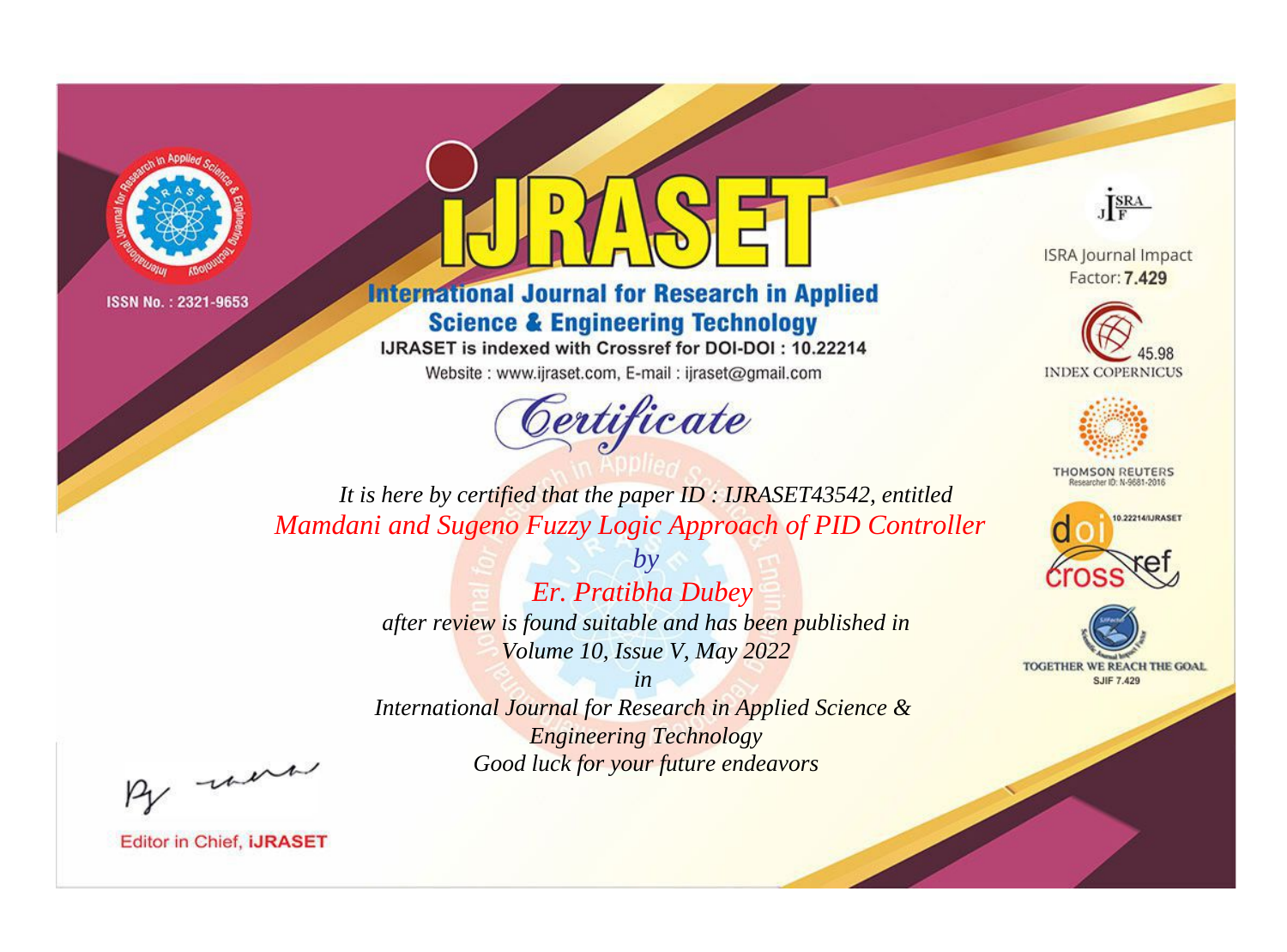ISSN No. : 2321-9653

# iJRASET

## International Journal for Research in Applied Science & Engineering Technology

IJRASET is indexed with Crossref for DOI-DOI : 10.22214

Website : www.ijraset.com, E-mail : ijraset@gmail.com

ISRA Journal Impact Factor: **7.429**

45.98 INDEX COPERNICUS

THOMSON REUTERS Researcher ID: N-9681-2016

10.22214/IJRASET

TOGETHER WE REACH THE GOAL SJIF 7.429

# *Certificate*

*It is here by certified that the paper ID : IJRASET43542, entitled*

*Mamdani and Sugeno Fuzzy Logic Approach of PID Controller*

*by*

*Er. Pratibha Dubey*

*after review is found suitable and has been published in*

*Volume 10, Issue V, May 2022*

*in*

*International Journal for Research in Applied Science & Engineering Technology*

*Good luck for your future endeavors*

Editor in Chief, **iJRASET**